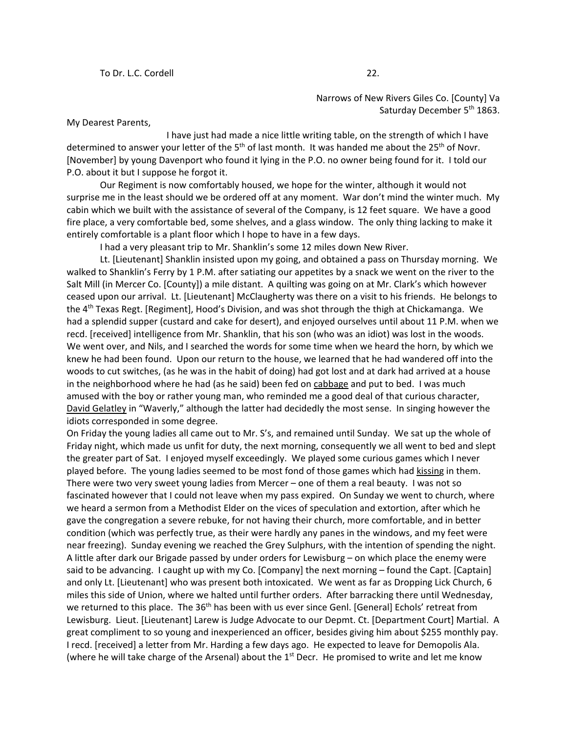To Dr. L.C. Cordell 22.

Narrows of New Rivers Giles Co. [County] Va
Saturday December 5th 1863.

My Dearest Parents,

I have just had made a nice little writing table, on the strength of which I have determined to answer your letter of the 5th of last month. It was handed me about the 25th of Novr. [November] by young Davenport who found it lying in the P.O. no owner being found for it. I told our P.O. about it but I suppose he forgot it.

Our Regiment is now comfortably housed, we hope for the winter, although it would not surprise me in the least should we be ordered off at any moment. War don't mind the winter much. My cabin which we built with the assistance of several of the Company, is 12 feet square. We have a good fire place, a very comfortable bed, some shelves, and a glass window. The only thing lacking to make it entirely comfortable is a plant floor which I hope to have in a few days.

I had a very pleasant trip to Mr. Shanklin's some 12 miles down New River.

Lt. [Lieutenant] Shanklin insisted upon my going, and obtained a pass on Thursday morning. We walked to Shanklin's Ferry by 1 P.M. after satiating our appetites by a snack we went on the river to the Salt Mill (in Mercer Co. [County]) a mile distant. A quilting was going on at Mr. Clark's which however ceased upon our arrival. Lt. [Lieutenant] McClaugherty was there on a visit to his friends. He belongs to the 4th Texas Regt. [Regiment], Hood's Division, and was shot through the thigh at Chickamanga. We had a splendid supper (custard and cake for desert), and enjoyed ourselves until about 11 P.M. when we recd. [received] intelligence from Mr. Shanklin, that his son (who was an idiot) was lost in the woods. We went over, and Nils, and I searched the words for some time when we heard the horn, by which we knew he had been found. Upon our return to the house, we learned that he had wandered off into the woods to cut switches, (as he was in the habit of doing) had got lost and at dark had arrived at a house in the neighborhood where he had (as he said) been fed on <u>cabbage</u> and put to bed. I was much amused with the boy or rather young man, who reminded me a good deal of that curious character, <u>David Gelatley</u> in "Waverly," although the latter had decidedly the most sense. In singing however the idiots corresponded in some degree.

On Friday the young ladies all came out to Mr. S's, and remained until Sunday. We sat up the whole of Friday night, which made us unfit for duty, the next morning, consequently we all went to bed and slept the greater part of Sat. I enjoyed myself exceedingly. We played some curious games which I never played before. The young ladies seemed to be most fond of those games which had <u>kissing</u> in them. There were two very sweet young ladies from Mercer – one of them a real beauty. I was not so fascinated however that I could not leave when my pass expired. On Sunday we went to church, where we heard a sermon from a Methodist Elder on the vices of speculation and extortion, after which he gave the congregation a severe rebuke, for not having their church, more comfortable, and in better condition (which was perfectly true, as their were hardly any panes in the windows, and my feet were near freezing). Sunday evening we reached the Grey Sulphurs, with the intention of spending the night. A little after dark our Brigade passed by under orders for Lewisburg – on which place the enemy were said to be advancing. I caught up with my Co. [Company] the next morning – found the Capt. [Captain] and only Lt. [Lieutenant] who was present both intoxicated. We went as far as Dropping Lick Church, 6 miles this side of Union, where we halted until further orders. After barracking there until Wednesday, we returned to this place. The 36th has been with us ever since Genl. [General] Echols' retreat from Lewisburg. Lieut. [Lieutenant] Larew is Judge Advocate to our Depmt. Ct. [Department Court] Martial. A great compliment to so young and inexperienced an officer, besides giving him about $255 monthly pay. I recd. [received] a letter from Mr. Harding a few days ago. He expected to leave for Demopolis Ala. (where he will take charge of the Arsenal) about the 1st Decr. He promised to write and let me know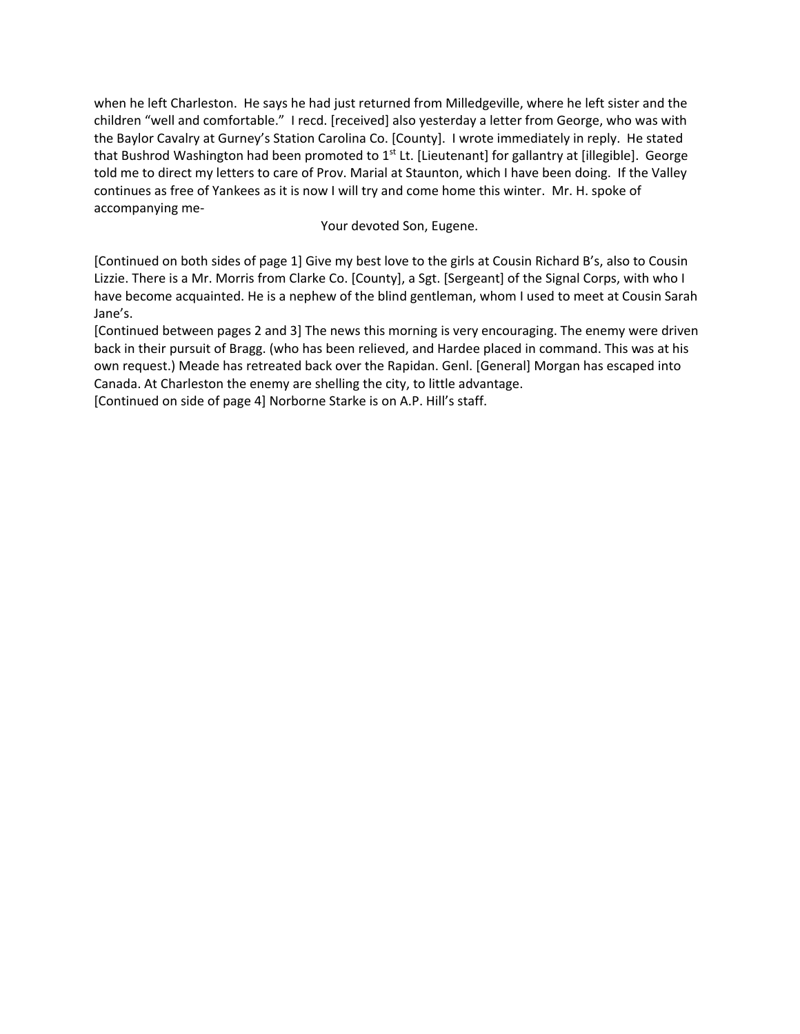when he left Charleston. He says he had just returned from Milledgeville, where he left sister and the children "well and comfortable." I recd. [received] also yesterday a letter from George, who was with the Baylor Cavalry at Gurney's Station Carolina Co. [County]. I wrote immediately in reply. He stated that Bushrod Washington had been promoted to 1st Lt. [Lieutenant] for gallantry at [illegible]. George told me to direct my letters to care of Prov. Marial at Staunton, which I have been doing. If the Valley continues as free of Yankees as it is now I will try and come home this winter. Mr. H. spoke of accompanying me-

Your devoted Son, Eugene.

[Continued on both sides of page 1] Give my best love to the girls at Cousin Richard B's, also to Cousin Lizzie. There is a Mr. Morris from Clarke Co. [County], a Sgt. [Sergeant] of the Signal Corps, with who I have become acquainted. He is a nephew of the blind gentleman, whom I used to meet at Cousin Sarah Jane's.

[Continued between pages 2 and 3] The news this morning is very encouraging. The enemy were driven back in their pursuit of Bragg. (who has been relieved, and Hardee placed in command. This was at his own request.) Meade has retreated back over the Rapidan. Genl. [General] Morgan has escaped into Canada. At Charleston the enemy are shelling the city, to little advantage.

[Continued on side of page 4] Norborne Starke is on A.P. Hill's staff.